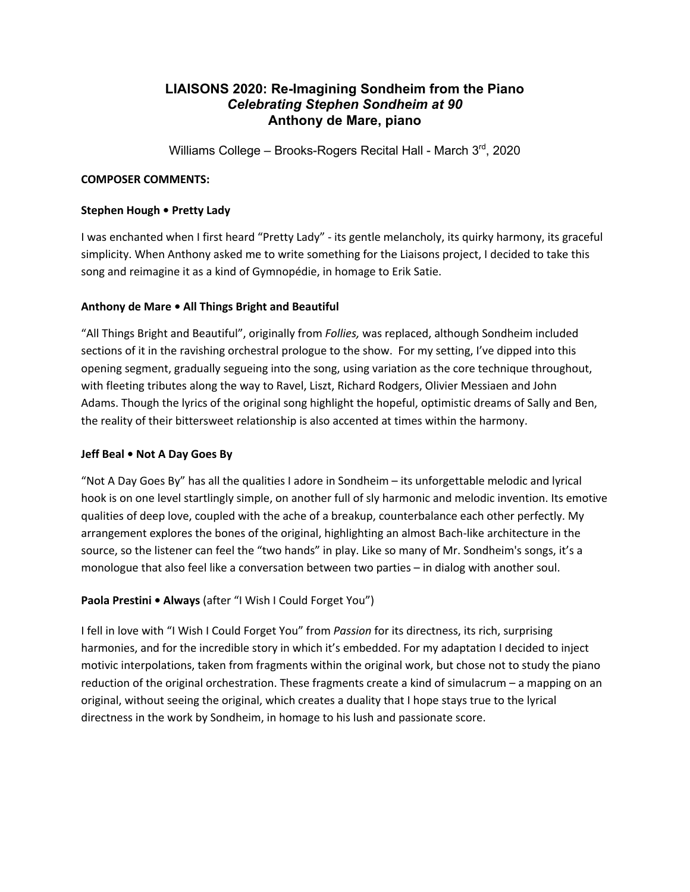# LIAISONS 2020: Re-Imagining Sondheim from the Piano
## *Celebrating Stephen Sondheim at 90*
## Anthony de Mare, piano

Williams College – Brooks-Rogers Recital Hall - March 3rd, 2020

**COMPOSER COMMENTS:**

**Stephen Hough • Pretty Lady**

I was enchanted when I first heard "Pretty Lady" - its gentle melancholy, its quirky harmony, its graceful simplicity. When Anthony asked me to write something for the Liaisons project, I decided to take this song and reimagine it as a kind of Gymnopédie, in homage to Erik Satie.

**Anthony de Mare • All Things Bright and Beautiful**

"All Things Bright and Beautiful", originally from *Follies,* was replaced, although Sondheim included sections of it in the ravishing orchestral prologue to the show. For my setting, I've dipped into this opening segment, gradually segueing into the song, using variation as the core technique throughout, with fleeting tributes along the way to Ravel, Liszt, Richard Rodgers, Olivier Messiaen and John Adams. Though the lyrics of the original song highlight the hopeful, optimistic dreams of Sally and Ben, the reality of their bittersweet relationship is also accented at times within the harmony.

**Jeff Beal • Not A Day Goes By**

"Not A Day Goes By" has all the qualities I adore in Sondheim – its unforgettable melodic and lyrical hook is on one level startlingly simple, on another full of sly harmonic and melodic invention. Its emotive qualities of deep love, coupled with the ache of a breakup, counterbalance each other perfectly. My arrangement explores the bones of the original, highlighting an almost Bach-like architecture in the source, so the listener can feel the "two hands" in play. Like so many of Mr. Sondheim's songs, it's a monologue that also feel like a conversation between two parties – in dialog with another soul.

**Paola Prestini • Always** (after "I Wish I Could Forget You")

I fell in love with "I Wish I Could Forget You" from *Passion* for its directness, its rich, surprising harmonies, and for the incredible story in which it's embedded. For my adaptation I decided to inject motivic interpolations, taken from fragments within the original work, but chose not to study the piano reduction of the original orchestration. These fragments create a kind of simulacrum – a mapping on an original, without seeing the original, which creates a duality that I hope stays true to the lyrical directness in the work by Sondheim, in homage to his lush and passionate score.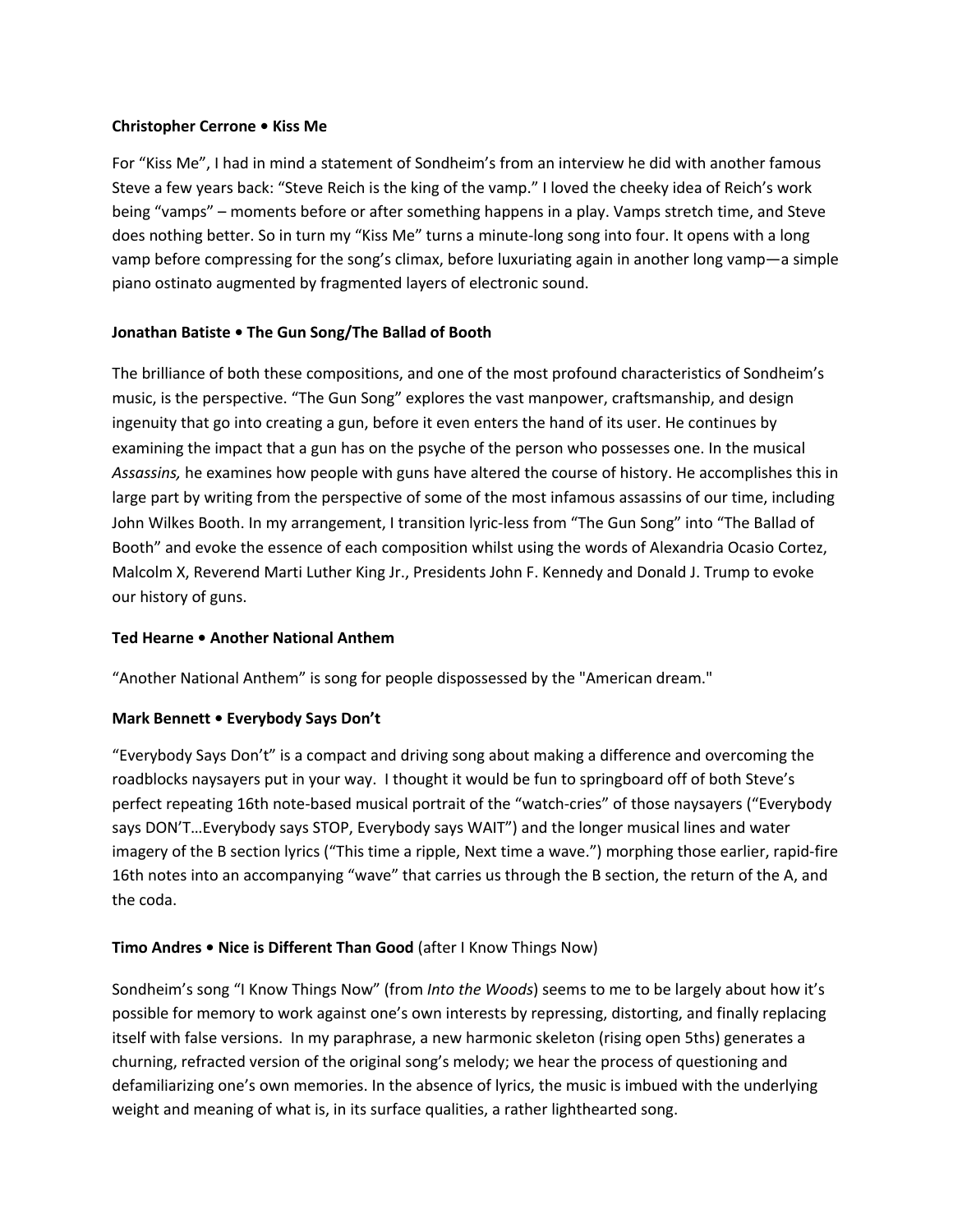**Christopher Cerrone • Kiss Me**

For "Kiss Me", I had in mind a statement of Sondheim's from an interview he did with another famous Steve a few years back: "Steve Reich is the king of the vamp." I loved the cheeky idea of Reich's work being "vamps" – moments before or after something happens in a play. Vamps stretch time, and Steve does nothing better. So in turn my "Kiss Me" turns a minute-long song into four. It opens with a long vamp before compressing for the song's climax, before luxuriating again in another long vamp—a simple piano ostinato augmented by fragmented layers of electronic sound.

**Jonathan Batiste • The Gun Song/The Ballad of Booth**

The brilliance of both these compositions, and one of the most profound characteristics of Sondheim's music, is the perspective. "The Gun Song" explores the vast manpower, craftsmanship, and design ingenuity that go into creating a gun, before it even enters the hand of its user. He continues by examining the impact that a gun has on the psyche of the person who possesses one. In the musical *Assassins,* he examines how people with guns have altered the course of history. He accomplishes this in large part by writing from the perspective of some of the most infamous assassins of our time, including John Wilkes Booth. In my arrangement, I transition lyric-less from "The Gun Song" into "The Ballad of Booth" and evoke the essence of each composition whilst using the words of Alexandria Ocasio Cortez, Malcolm X, Reverend Marti Luther King Jr., Presidents John F. Kennedy and Donald J. Trump to evoke our history of guns.

**Ted Hearne • Another National Anthem**

"Another National Anthem" is song for people dispossessed by the "American dream."

**Mark Bennett • Everybody Says Don't**

"Everybody Says Don't" is a compact and driving song about making a difference and overcoming the roadblocks naysayers put in your way. I thought it would be fun to springboard off of both Steve's perfect repeating 16th note-based musical portrait of the "watch-cries" of those naysayers ("Everybody says DON'T…Everybody says STOP, Everybody says WAIT") and the longer musical lines and water imagery of the B section lyrics ("This time a ripple, Next time a wave.") morphing those earlier, rapid-fire 16th notes into an accompanying "wave" that carries us through the B section, the return of the A, and the coda.

**Timo Andres • Nice is Different Than Good** (after I Know Things Now)

Sondheim's song "I Know Things Now" (from *Into the Woods*) seems to me to be largely about how it's possible for memory to work against one's own interests by repressing, distorting, and finally replacing itself with false versions. In my paraphrase, a new harmonic skeleton (rising open 5ths) generates a churning, refracted version of the original song's melody; we hear the process of questioning and defamiliarizing one's own memories. In the absence of lyrics, the music is imbued with the underlying weight and meaning of what is, in its surface qualities, a rather lighthearted song.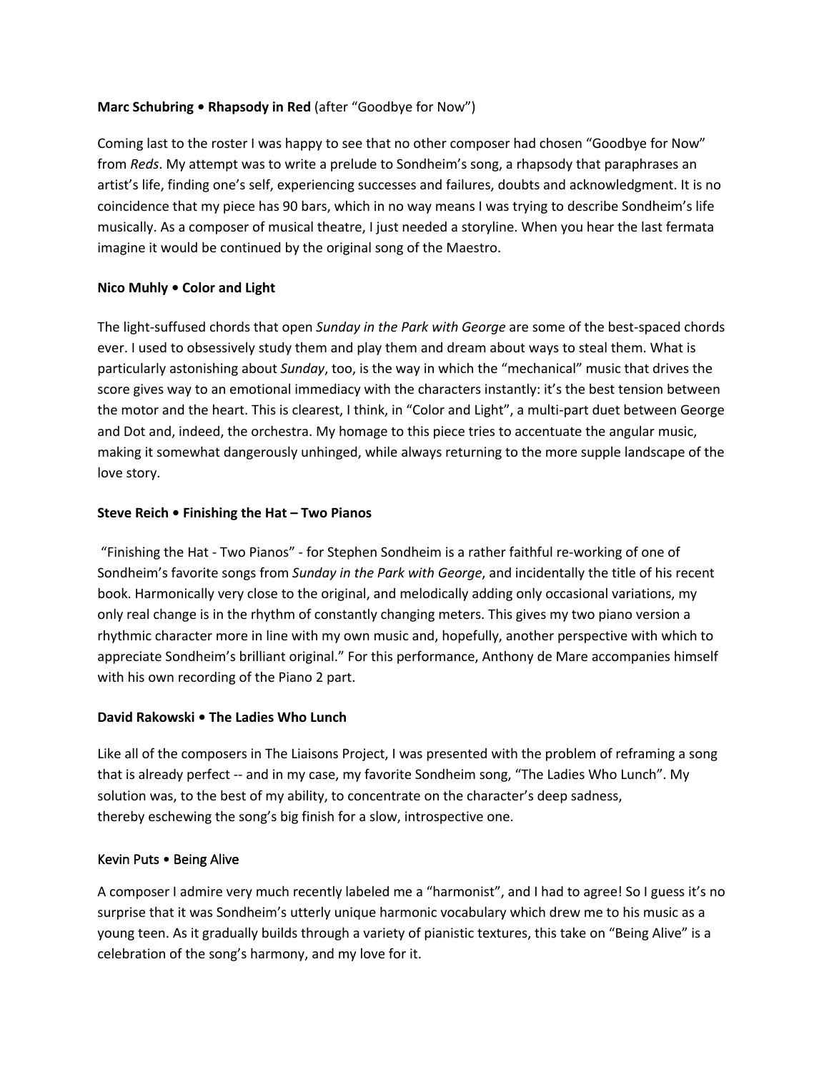**Marc Schubring • Rhapsody in Red** (after "Goodbye for Now")

Coming last to the roster I was happy to see that no other composer had chosen "Goodbye for Now" from *Reds*. My attempt was to write a prelude to Sondheim's song, a rhapsody that paraphrases an artist's life, finding one's self, experiencing successes and failures, doubts and acknowledgment. It is no coincidence that my piece has 90 bars, which in no way means I was trying to describe Sondheim's life musically. As a composer of musical theatre, I just needed a storyline. When you hear the last fermata imagine it would be continued by the original song of the Maestro.

**Nico Muhly • Color and Light**

The light-suffused chords that open *Sunday in the Park with George* are some of the best-spaced chords ever. I used to obsessively study them and play them and dream about ways to steal them. What is particularly astonishing about *Sunday*, too, is the way in which the "mechanical" music that drives the score gives way to an emotional immediacy with the characters instantly: it's the best tension between the motor and the heart. This is clearest, I think, in "Color and Light", a multi-part duet between George and Dot and, indeed, the orchestra. My homage to this piece tries to accentuate the angular music, making it somewhat dangerously unhinged, while always returning to the more supple landscape of the love story.

**Steve Reich • Finishing the Hat – Two Pianos**

"Finishing the Hat - Two Pianos" - for Stephen Sondheim is a rather faithful re-working of one of Sondheim's favorite songs from *Sunday in the Park with George*, and incidentally the title of his recent book. Harmonically very close to the original, and melodically adding only occasional variations, my only real change is in the rhythm of constantly changing meters. This gives my two piano version a rhythmic character more in line with my own music and, hopefully, another perspective with which to appreciate Sondheim's brilliant original." For this performance, Anthony de Mare accompanies himself with his own recording of the Piano 2 part.

**David Rakowski • The Ladies Who Lunch**

Like all of the composers in The Liaisons Project, I was presented with the problem of reframing a song that is already perfect -- and in my case, my favorite Sondheim song, "The Ladies Who Lunch". My solution was, to the best of my ability, to concentrate on the character's deep sadness, thereby eschewing the song's big finish for a slow, introspective one.

Kevin Puts • Being Alive

A composer I admire very much recently labeled me a "harmonist", and I had to agree! So I guess it's no surprise that it was Sondheim's utterly unique harmonic vocabulary which drew me to his music as a young teen. As it gradually builds through a variety of pianistic textures, this take on "Being Alive" is a celebration of the song's harmony, and my love for it.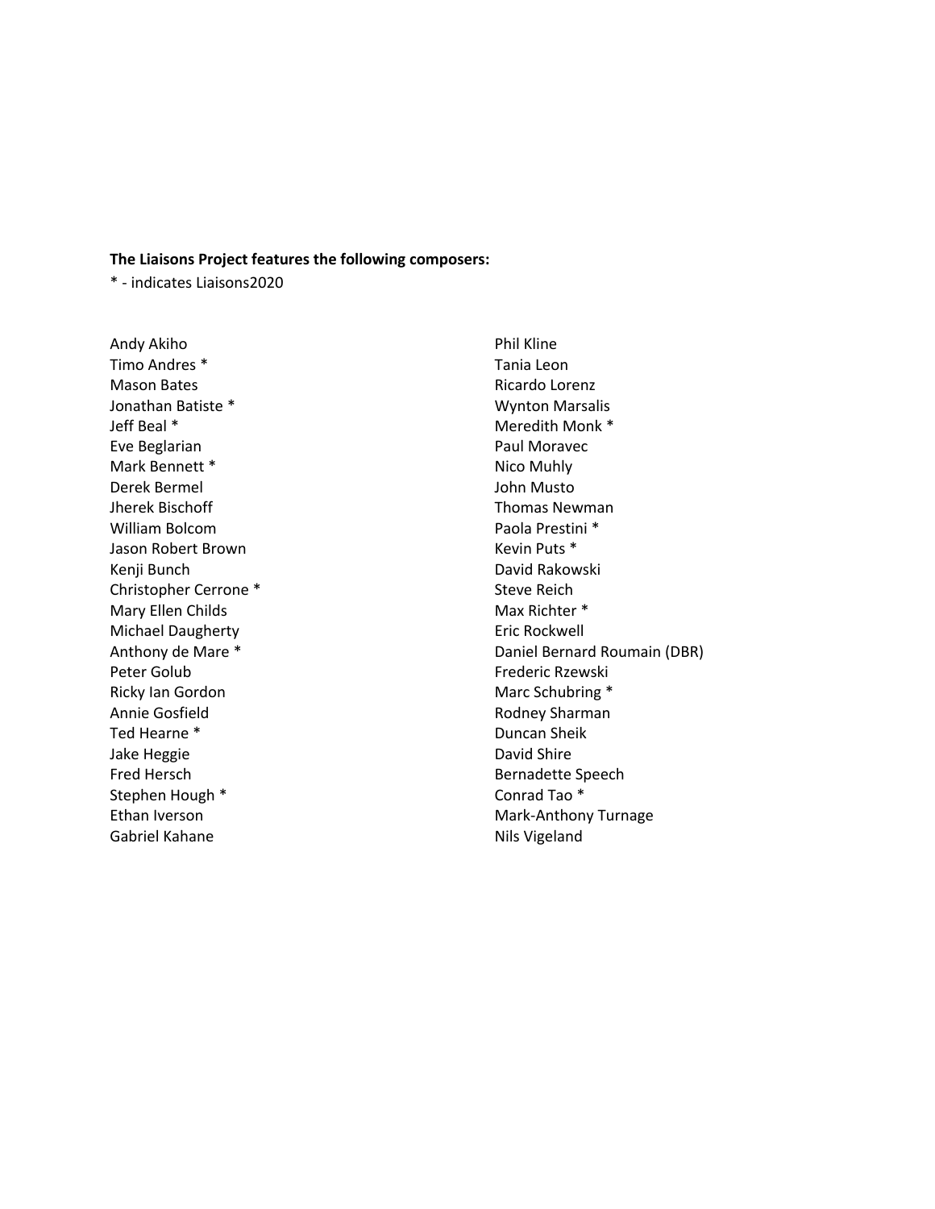**The Liaisons Project features the following composers:**

* - indicates Liaisons2020

Andy Akiho
Timo Andres *
Mason Bates
Jonathan Batiste *
Jeff Beal *
Eve Beglarian
Mark Bennett *
Derek Bermel
Jherek Bischoff
William Bolcom
Jason Robert Brown
Kenji Bunch
Christopher Cerrone *
Mary Ellen Childs
Michael Daugherty
Anthony de Mare *
Peter Golub
Ricky Ian Gordon
Annie Gosfield
Ted Hearne *
Jake Heggie
Fred Hersch
Stephen Hough *
Ethan Iverson
Gabriel Kahane
Phil Kline
Tania Leon
Ricardo Lorenz
Wynton Marsalis
Meredith Monk *
Paul Moravec
Nico Muhly
John Musto
Thomas Newman
Paola Prestini *
Kevin Puts *
David Rakowski
Steve Reich
Max Richter *
Eric Rockwell
Daniel Bernard Roumain (DBR)
Frederic Rzewski
Marc Schubring *
Rodney Sharman
Duncan Sheik
David Shire
Bernadette Speech
Conrad Tao *
Mark-Anthony Turnage
Nils Vigeland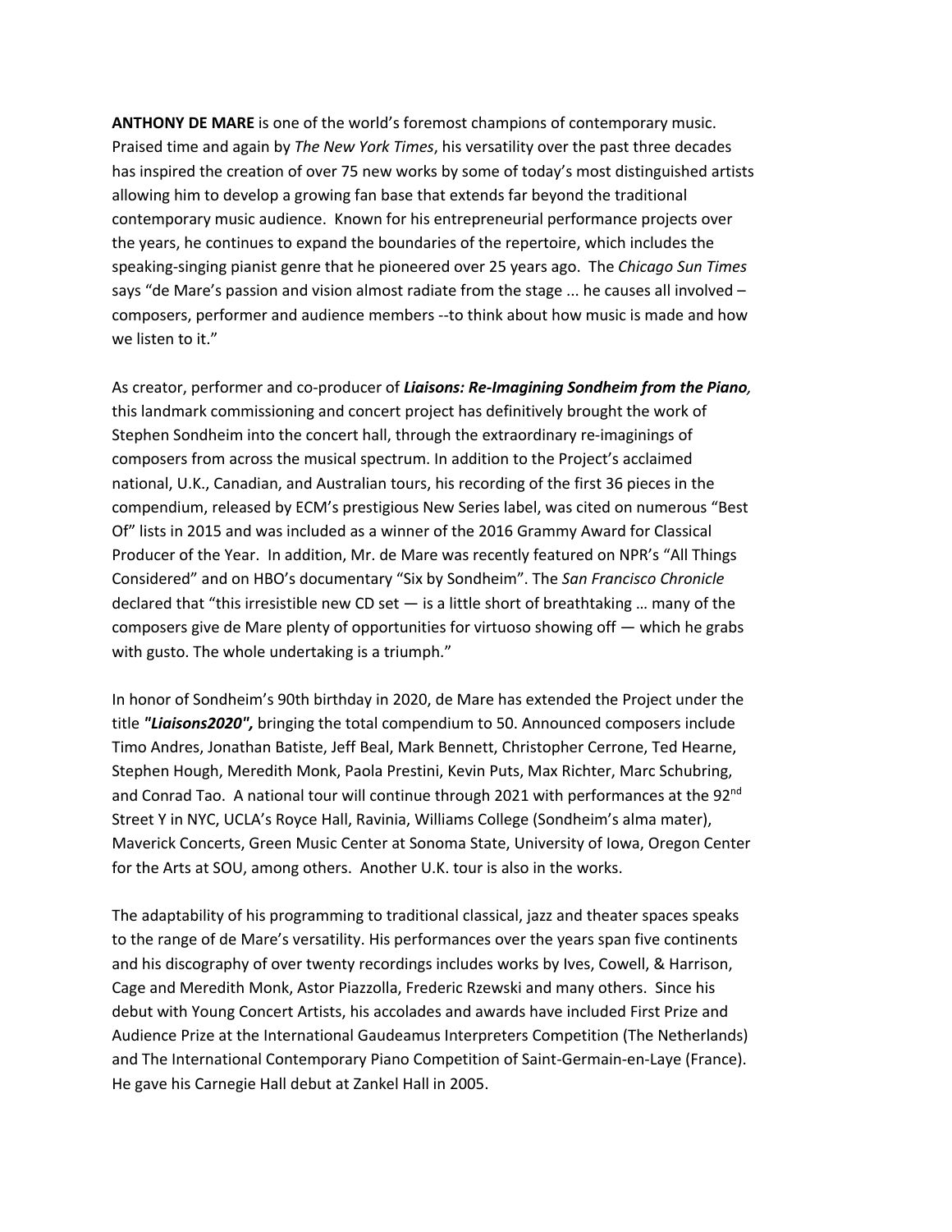**ANTHONY DE MARE** is one of the world's foremost champions of contemporary music. Praised time and again by *The New York Times*, his versatility over the past three decades has inspired the creation of over 75 new works by some of today's most distinguished artists allowing him to develop a growing fan base that extends far beyond the traditional contemporary music audience. Known for his entrepreneurial performance projects over the years, he continues to expand the boundaries of the repertoire, which includes the speaking-singing pianist genre that he pioneered over 25 years ago. The *Chicago Sun Times* says "de Mare's passion and vision almost radiate from the stage ... he causes all involved – composers, performer and audience members --to think about how music is made and how we listen to it."

As creator, performer and co-producer of ***Liaisons: Re-Imagining Sondheim from the Piano,*** this landmark commissioning and concert project has definitively brought the work of Stephen Sondheim into the concert hall, through the extraordinary re-imaginings of composers from across the musical spectrum. In addition to the Project's acclaimed national, U.K., Canadian, and Australian tours, his recording of the first 36 pieces in the compendium, released by ECM's prestigious New Series label, was cited on numerous "Best Of" lists in 2015 and was included as a winner of the 2016 Grammy Award for Classical Producer of the Year. In addition, Mr. de Mare was recently featured on NPR's "All Things Considered" and on HBO's documentary "Six by Sondheim". The *San Francisco Chronicle* declared that "this irresistible new CD set — is a little short of breathtaking … many of the composers give de Mare plenty of opportunities for virtuoso showing off — which he grabs with gusto. The whole undertaking is a triumph."

In honor of Sondheim's 90th birthday in 2020, de Mare has extended the Project under the title ***"Liaisons2020",*** bringing the total compendium to 50. Announced composers include Timo Andres, Jonathan Batiste, Jeff Beal, Mark Bennett, Christopher Cerrone, Ted Hearne, Stephen Hough, Meredith Monk, Paola Prestini, Kevin Puts, Max Richter, Marc Schubring, and Conrad Tao. A national tour will continue through 2021 with performances at the 92nd Street Y in NYC, UCLA's Royce Hall, Ravinia, Williams College (Sondheim's alma mater), Maverick Concerts, Green Music Center at Sonoma State, University of Iowa, Oregon Center for the Arts at SOU, among others. Another U.K. tour is also in the works.

The adaptability of his programming to traditional classical, jazz and theater spaces speaks to the range of de Mare's versatility. His performances over the years span five continents and his discography of over twenty recordings includes works by Ives, Cowell, & Harrison, Cage and Meredith Monk, Astor Piazzolla, Frederic Rzewski and many others. Since his debut with Young Concert Artists, his accolades and awards have included First Prize and Audience Prize at the International Gaudeamus Interpreters Competition (The Netherlands) and The International Contemporary Piano Competition of Saint-Germain-en-Laye (France). He gave his Carnegie Hall debut at Zankel Hall in 2005.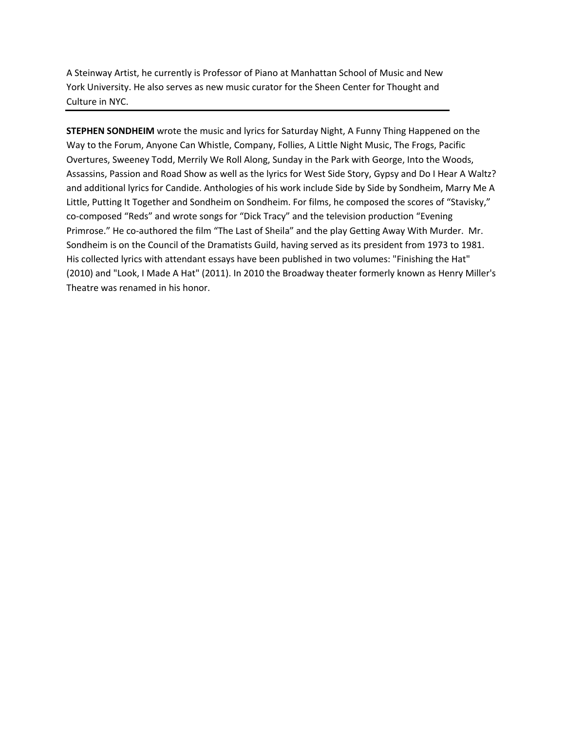A Steinway Artist, he currently is Professor of Piano at Manhattan School of Music and New York University. He also serves as new music curator for the Sheen Center for Thought and Culture in NYC.

---

**STEPHEN SONDHEIM** wrote the music and lyrics for Saturday Night, A Funny Thing Happened on the Way to the Forum, Anyone Can Whistle, Company, Follies, A Little Night Music, The Frogs, Pacific Overtures, Sweeney Todd, Merrily We Roll Along, Sunday in the Park with George, Into the Woods, Assassins, Passion and Road Show as well as the lyrics for West Side Story, Gypsy and Do I Hear A Waltz? and additional lyrics for Candide. Anthologies of his work include Side by Side by Sondheim, Marry Me A Little, Putting It Together and Sondheim on Sondheim. For films, he composed the scores of "Stavisky," co-composed "Reds" and wrote songs for "Dick Tracy" and the television production "Evening Primrose." He co-authored the film "The Last of Sheila" and the play Getting Away With Murder. Mr. Sondheim is on the Council of the Dramatists Guild, having served as its president from 1973 to 1981. His collected lyrics with attendant essays have been published in two volumes: "Finishing the Hat" (2010) and "Look, I Made A Hat" (2011). In 2010 the Broadway theater formerly known as Henry Miller's Theatre was renamed in his honor.